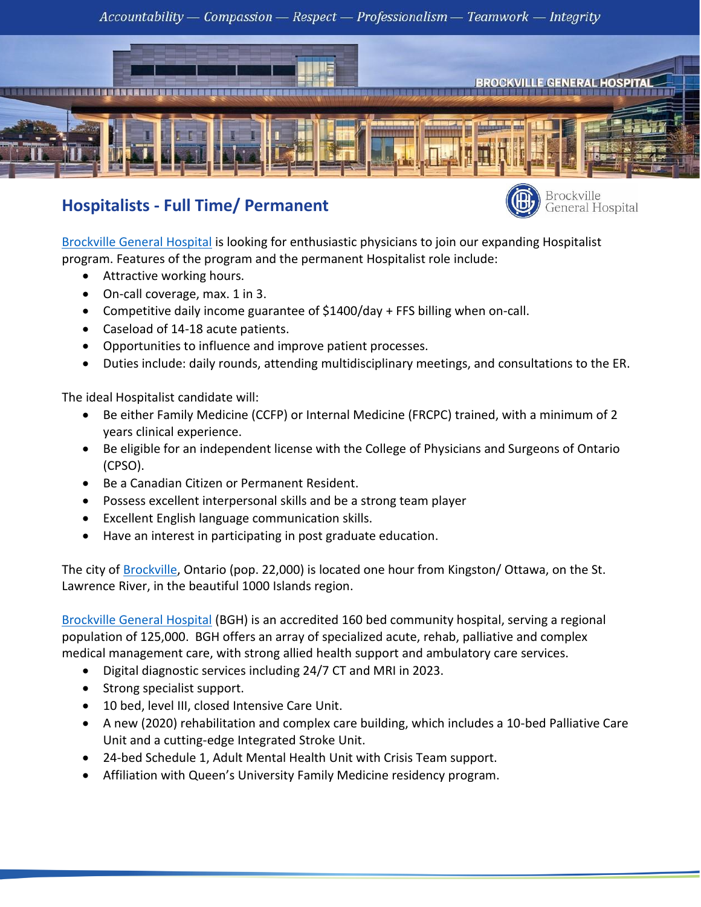*Accountability — Compassion — Respect — Professionalism — Teamwork — Integrity*

# Hospitalists - Full Time/ Permanent

Brockville General Hospital is looking for enthusiastic physicians to join our expanding Hospitalist program. Features of the program and the permanent Hospitalist role include:

- Attractive working hours.
- On-call coverage, max. 1 in 3.
- Competitive daily income guarantee of $1400/day + FFS billing when on-call.
- Caseload of 14-18 acute patients.
- Opportunities to influence and improve patient processes.
- Duties include: daily rounds, attending multidisciplinary meetings, and consultations to the ER.

The ideal Hospitalist candidate will:

- Be either Family Medicine (CCFP) or Internal Medicine (FRCPC) trained, with a minimum of 2 years clinical experience.
- Be eligible for an independent license with the College of Physicians and Surgeons of Ontario (CPSO).
- Be a Canadian Citizen or Permanent Resident.
- Possess excellent interpersonal skills and be a strong team player
- Excellent English language communication skills.
- Have an interest in participating in post graduate education.

The city of Brockville, Ontario (pop. 22,000) is located one hour from Kingston/ Ottawa, on the St. Lawrence River, in the beautiful 1000 Islands region.

Brockville General Hospital (BGH) is an accredited 160 bed community hospital, serving a regional population of 125,000. BGH offers an array of specialized acute, rehab, palliative and complex medical management care, with strong allied health support and ambulatory care services.

- Digital diagnostic services including 24/7 CT and MRI in 2023.
- Strong specialist support.
- 10 bed, level III, closed Intensive Care Unit.
- A new (2020) rehabilitation and complex care building, which includes a 10-bed Palliative Care Unit and a cutting-edge Integrated Stroke Unit.
- 24-bed Schedule 1, Adult Mental Health Unit with Crisis Team support.
- Affiliation with Queen's University Family Medicine residency program.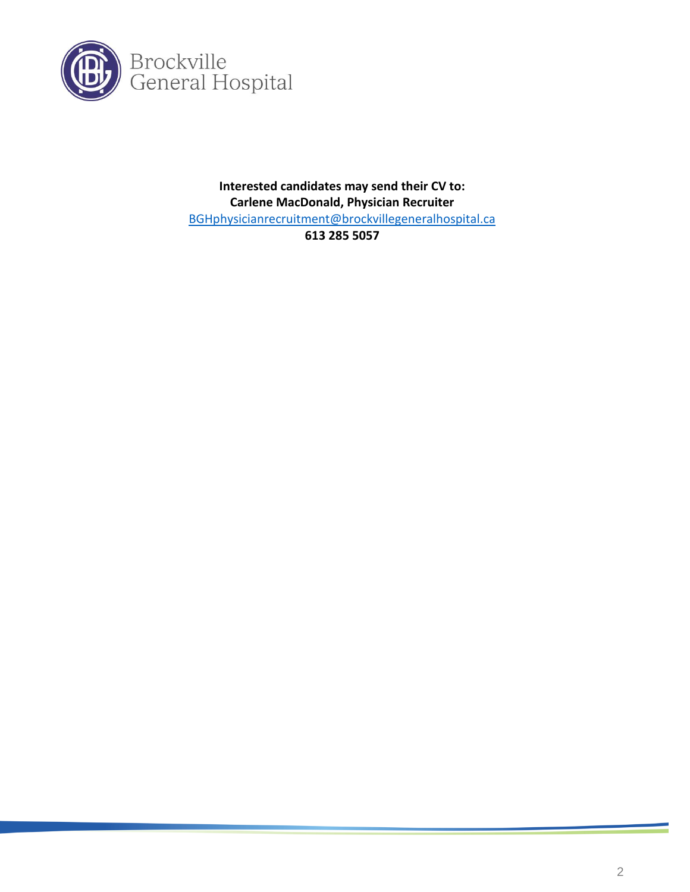**Interested candidates may send their CV to:**
**Carlene MacDonald, Physician Recruiter**
BGHphysicianrecruitment@brockvillegeneralhospital.ca
**613 285 5057**